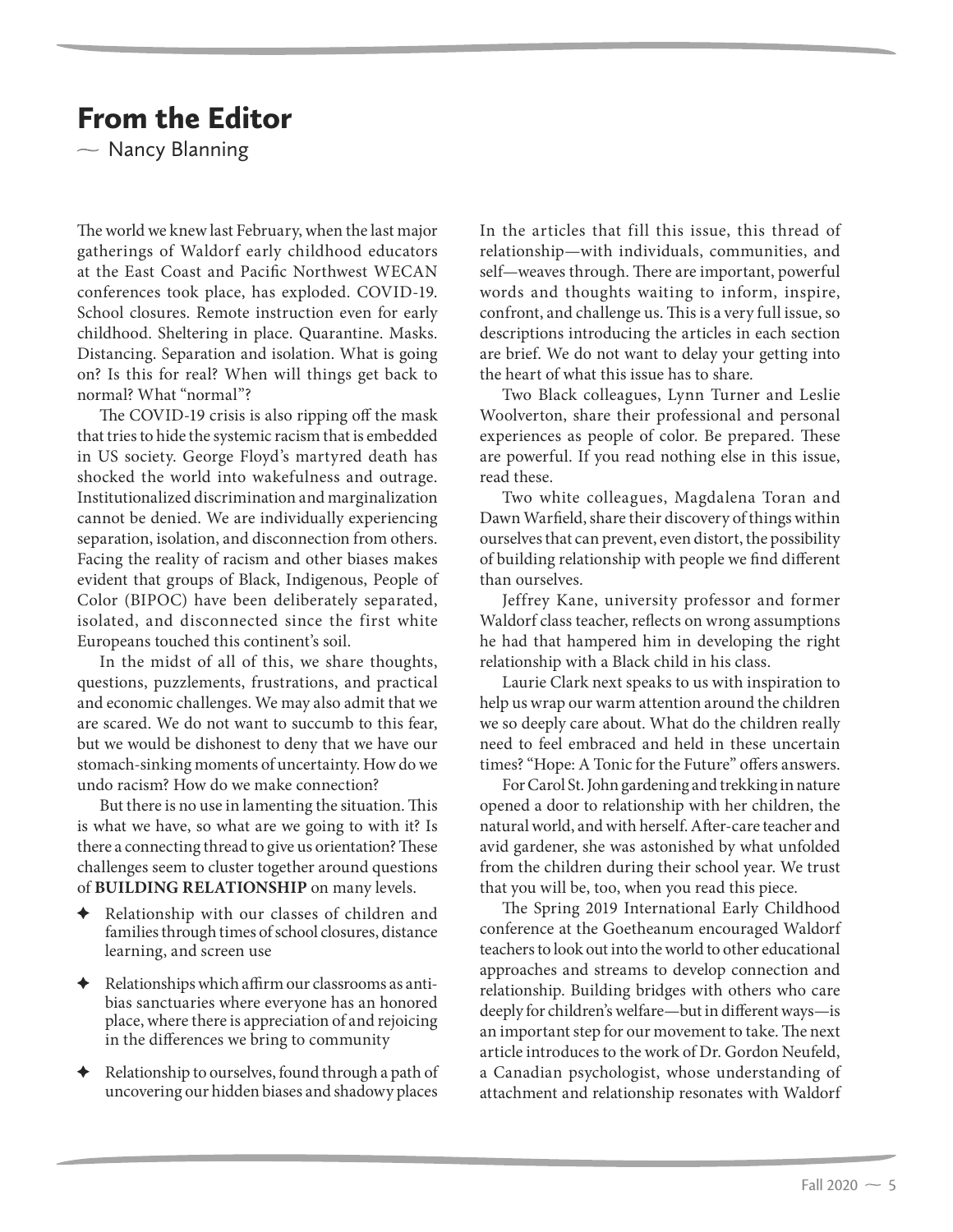# From the Editor

~ Nancy Blanning

The world we knew last February, when the last major gatherings of Waldorf early childhood educators at the East Coast and Pacific Northwest WECAN conferences took place, has exploded. COVID-19. School closures. Remote instruction even for early childhood. Sheltering in place. Quarantine. Masks. Distancing. Separation and isolation. What is going on? Is this for real? When will things get back to normal? What "normal"?

The COVID-19 crisis is also ripping off the mask that tries to hide the systemic racism that is embedded in US society. George Floyd's martyred death has shocked the world into wakefulness and outrage. Institutionalized discrimination and marginalization cannot be denied. We are individually experiencing separation, isolation, and disconnection from others. Facing the reality of racism and other biases makes evident that groups of Black, Indigenous, People of Color (BIPOC) have been deliberately separated, isolated, and disconnected since the first white Europeans touched this continent's soil.

In the midst of all of this, we share thoughts, questions, puzzlements, frustrations, and practical and economic challenges. We may also admit that we are scared. We do not want to succumb to this fear, but we would be dishonest to deny that we have our stomach-sinking moments of uncertainty. How do we undo racism? How do we make connection?

But there is no use in lamenting the situation. This is what we have, so what are we going to with it? Is there a connecting thread to give us orientation? These challenges seem to cluster together around questions of **BUILDING RELATIONSHIP** on many levels.

- Relationship with our classes of children and families through times of school closures, distance learning, and screen use
- Relationships which affirm our classrooms as anti-bias sanctuaries where everyone has an honored place, where there is appreciation of and rejoicing in the differences we bring to community
- Relationship to ourselves, found through a path of uncovering our hidden biases and shadowy places

In the articles that fill this issue, this thread of relationship—with individuals, communities, and self—weaves through. There are important, powerful words and thoughts waiting to inform, inspire, confront, and challenge us. This is a very full issue, so descriptions introducing the articles in each section are brief. We do not want to delay your getting into the heart of what this issue has to share.

Two Black colleagues, Lynn Turner and Leslie Woolverton, share their professional and personal experiences as people of color. Be prepared. These are powerful. If you read nothing else in this issue, read these.

Two white colleagues, Magdalena Toran and Dawn Warfield, share their discovery of things within ourselves that can prevent, even distort, the possibility of building relationship with people we find different than ourselves.

Jeffrey Kane, university professor and former Waldorf class teacher, reflects on wrong assumptions he had that hampered him in developing the right relationship with a Black child in his class.

Laurie Clark next speaks to us with inspiration to help us wrap our warm attention around the children we so deeply care about. What do the children really need to feel embraced and held in these uncertain times? "Hope: A Tonic for the Future" offers answers.

For Carol St. John gardening and trekking in nature opened a door to relationship with her children, the natural world, and with herself. After-care teacher and avid gardener, she was astonished by what unfolded from the children during their school year. We trust that you will be, too, when you read this piece.

The Spring 2019 International Early Childhood conference at the Goetheanum encouraged Waldorf teachers to look out into the world to other educational approaches and streams to develop connection and relationship. Building bridges with others who care deeply for children's welfare—but in different ways—is an important step for our movement to take. The next article introduces to the work of Dr. Gordon Neufeld, a Canadian psychologist, whose understanding of attachment and relationship resonates with Waldorf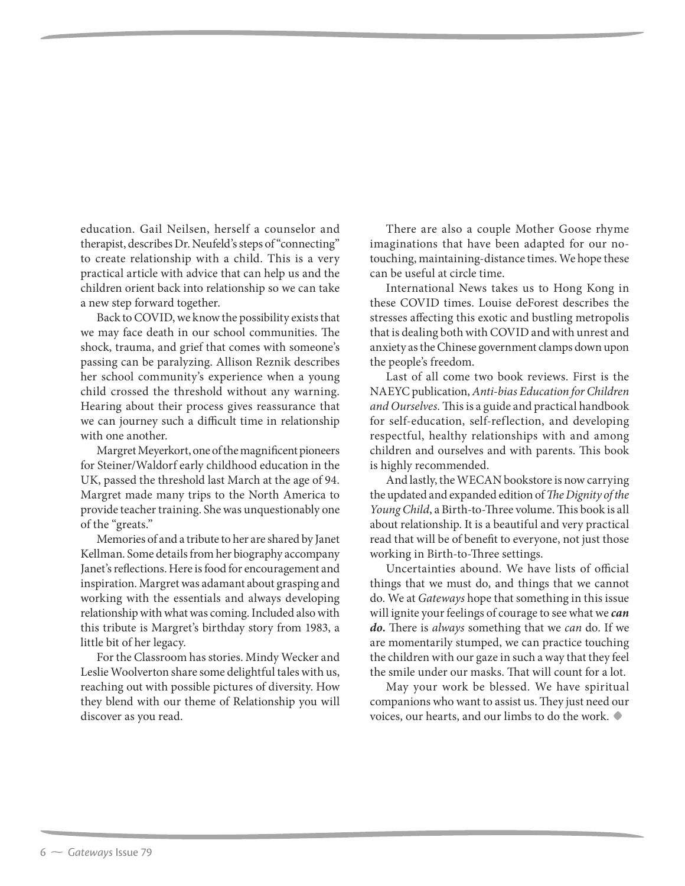education. Gail Neilsen, herself a counselor and therapist, describes Dr. Neufeld's steps of "connecting" to create relationship with a child. This is a very practical article with advice that can help us and the children orient back into relationship so we can take a new step forward together.

Back to COVID, we know the possibility exists that we may face death in our school communities. The shock, trauma, and grief that comes with someone's passing can be paralyzing. Allison Reznik describes her school community's experience when a young child crossed the threshold without any warning. Hearing about their process gives reassurance that we can journey such a difficult time in relationship with one another.

Margret Meyerkort, one of the magnificent pioneers for Steiner/Waldorf early childhood education in the UK, passed the threshold last March at the age of 94. Margret made many trips to the North America to provide teacher training. She was unquestionably one of the "greats."

Memories of and a tribute to her are shared by Janet Kellman. Some details from her biography accompany Janet's reflections. Here is food for encouragement and inspiration. Margret was adamant about grasping and working with the essentials and always developing relationship with what was coming. Included also with this tribute is Margret's birthday story from 1983, a little bit of her legacy.

For the Classroom has stories. Mindy Wecker and Leslie Woolverton share some delightful tales with us, reaching out with possible pictures of diversity. How they blend with our theme of Relationship you will discover as you read.

There are also a couple Mother Goose rhyme imaginations that have been adapted for our no-touching, maintaining-distance times. We hope these can be useful at circle time.

International News takes us to Hong Kong in these COVID times. Louise deForest describes the stresses affecting this exotic and bustling metropolis that is dealing both with COVID and with unrest and anxiety as the Chinese government clamps down upon the people's freedom.

Last of all come two book reviews. First is the NAEYC publication, *Anti-bias Education for Children and Ourselves.* This is a guide and practical handbook for self-education, self-reflection, and developing respectful, healthy relationships with and among children and ourselves and with parents. This book is highly recommended.

And lastly, the WECAN bookstore is now carrying the updated and expanded edition of *The Dignity of the Young Child*, a Birth-to-Three volume. This book is all about relationship. It is a beautiful and very practical read that will be of benefit to everyone, not just those working in Birth-to-Three settings.

Uncertainties abound. We have lists of official things that we must do, and things that we cannot do. We at *Gateways* hope that something in this issue will ignite your feelings of courage to see what we ***can do.*** There is *always* something that we *can* do. If we are momentarily stumped, we can practice touching the children with our gaze in such a way that they feel the smile under our masks. That will count for a lot.

May your work be blessed. We have spiritual companions who want to assist us. They just need our voices, our hearts, and our limbs to do the work. ◆